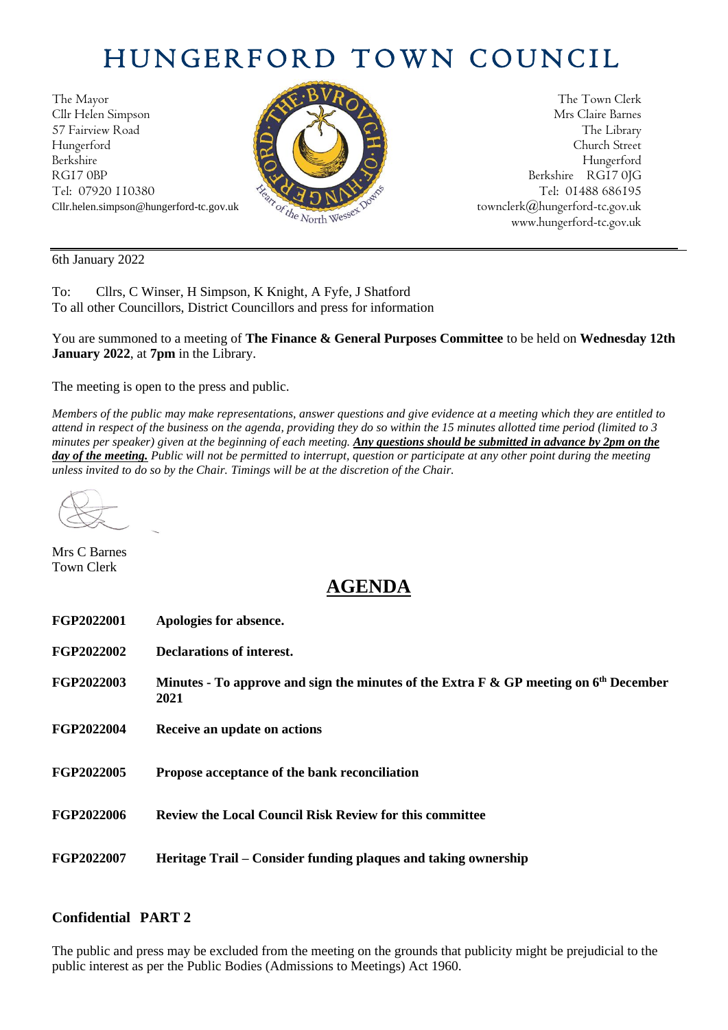# HUNGERFORD TOWN COUNCIL

The Mayor
Cllr Helen Simpson
57 Fairview Road
Hungerford
Berkshire
RG17 0BP
Tel: 07920 110380
Cllr.helen.simpson@hungerford-tc.gov.uk

The Town Clerk
Mrs Claire Barnes
The Library
Church Street
Hungerford
Berkshire RG17 0JG
Tel: 01488 686195
townclerk@hungerford-tc.gov.uk
www.hungerford-tc.gov.uk

---

6th January 2022

To: Cllrs, C Winser, H Simpson, K Knight, A Fyfe, J Shatford
To all other Councillors, District Councillors and press for information

You are summoned to a meeting of **The Finance & General Purposes Committee** to be held on **Wednesday 12th January 2022**, at **7pm** in the Library.

The meeting is open to the press and public.

*Members of the public may make representations, answer questions and give evidence at a meeting which they are entitled to attend in respect of the business on the agenda, providing they do so within the 15 minutes allotted time period (limited to 3 minutes per speaker) given at the beginning of each meeting.* ***Any questions should be submitted in advance by 2pm on the day of the meeting.*** *Public will not be permitted to interrupt, question or participate at any other point during the meeting unless invited to do so by the Chair. Timings will be at the discretion of the Chair.*

Mrs C Barnes
Town Clerk

## AGENDA

**FGP2022001** **Apologies for absence.**

**FGP2022002** **Declarations of interest.**

**FGP2022003** **Minutes - To approve and sign the minutes of the Extra F & GP meeting on 6th December 2021**

**FGP2022004** **Receive an update on actions**

**FGP2022005** **Propose acceptance of the bank reconciliation**

**FGP2022006** **Review the Local Council Risk Review for this committee**

**FGP2022007** **Heritage Trail – Consider funding plaques and taking ownership**

### Confidential PART 2

The public and press may be excluded from the meeting on the grounds that publicity might be prejudicial to the public interest as per the Public Bodies (Admissions to Meetings) Act 1960.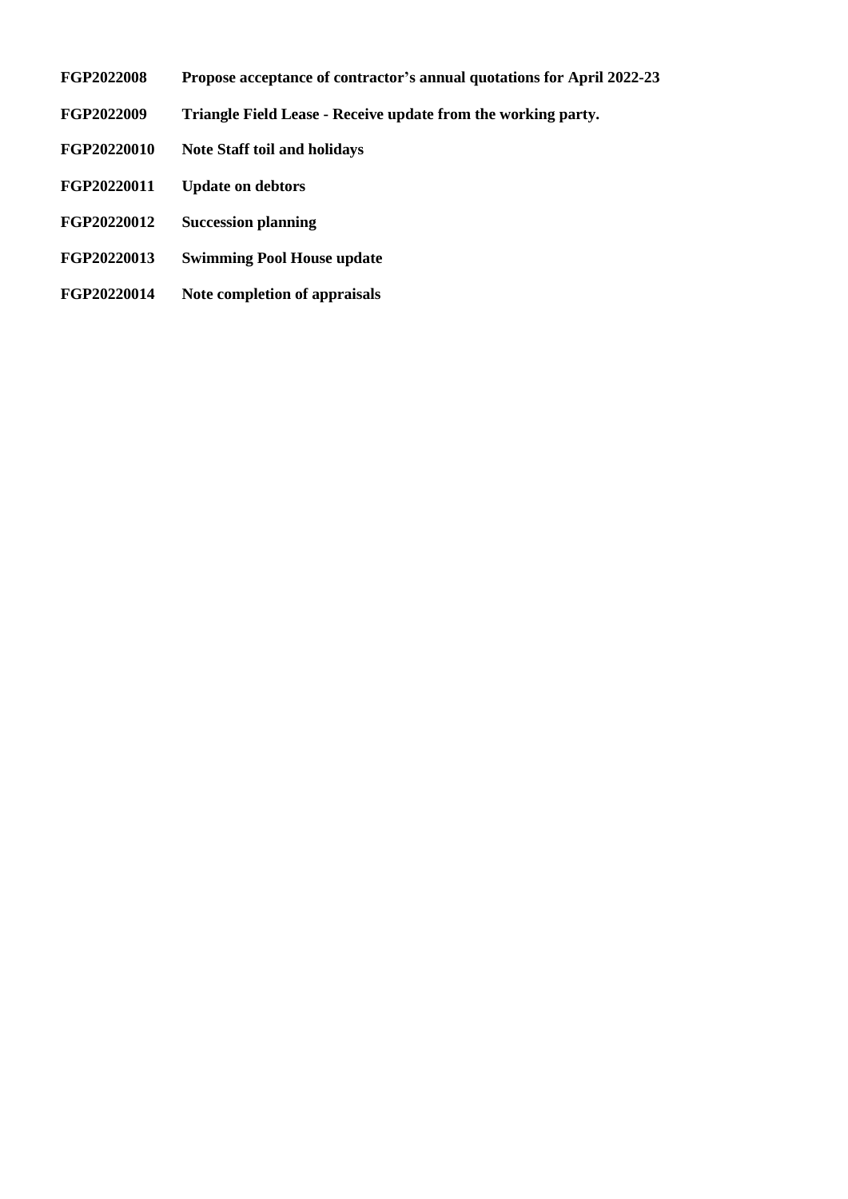**FGP2022008** **Propose acceptance of contractor's annual quotations for April 2022-23**

**FGP2022009** **Triangle Field Lease - Receive update from the working party.**

**FGP20220010** **Note Staff toil and holidays**

**FGP20220011** **Update on debtors**

**FGP20220012** **Succession planning**

**FGP20220013** **Swimming Pool House update**

**FGP20220014** **Note completion of appraisals**